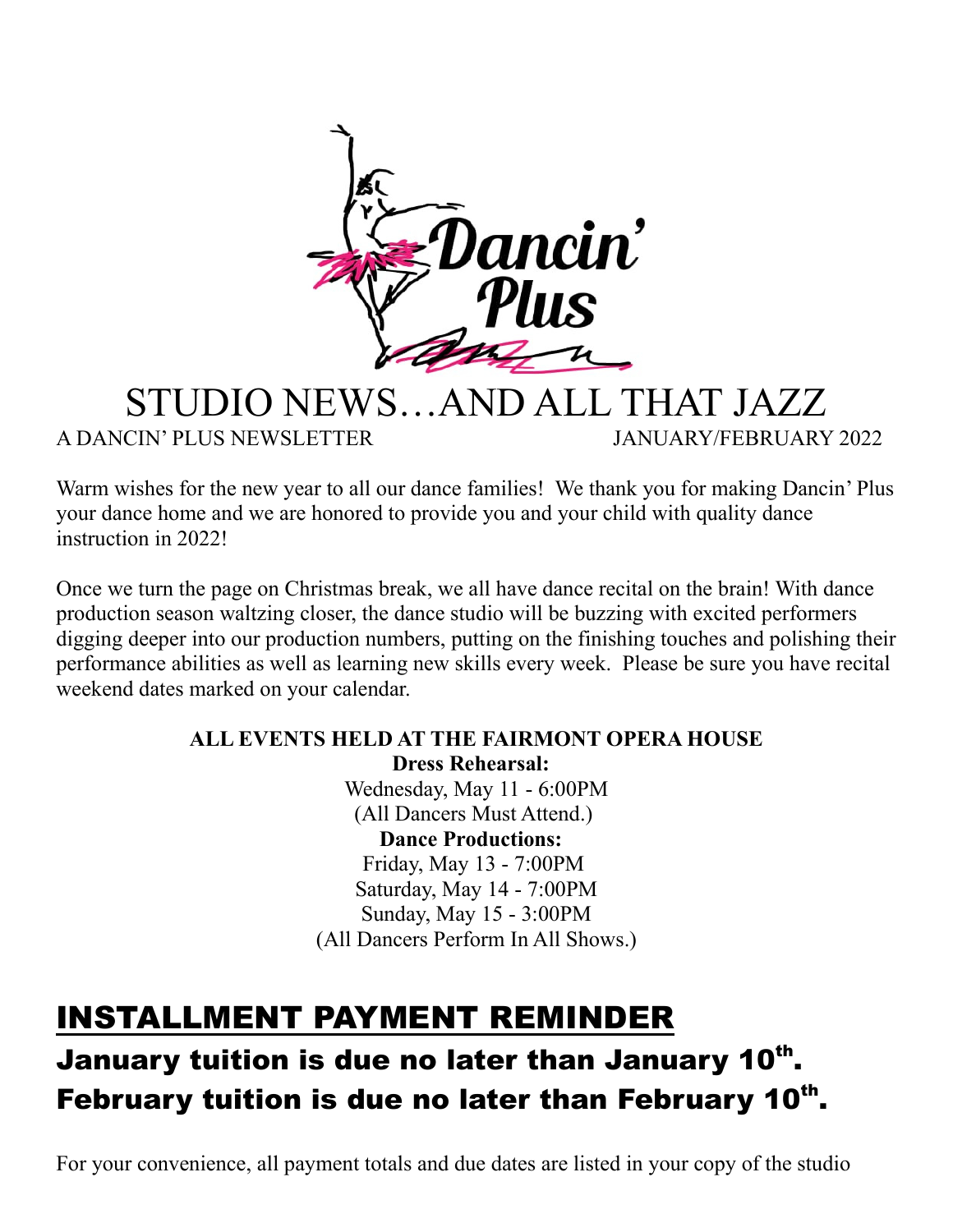Dancin' Plus

# STUDIO NEWS…AND ALL THAT JAZZ

A DANCIN' PLUS NEWSLETTER JANUARY/FEBRUARY 2022

Warm wishes for the new year to all our dance families! We thank you for making Dancin' Plus your dance home and we are honored to provide you and your child with quality dance instruction in 2022!

Once we turn the page on Christmas break, we all have dance recital on the brain! With dance production season waltzing closer, the dance studio will be buzzing with excited performers digging deeper into our production numbers, putting on the finishing touches and polishing their performance abilities as well as learning new skills every week. Please be sure you have recital weekend dates marked on your calendar.

**ALL EVENTS HELD AT THE FAIRMONT OPERA HOUSE**

**Dress Rehearsal:**

Wednesday, May 11 - 6:00PM

(All Dancers Must Attend.)

**Dance Productions:**

Friday, May 13 - 7:00PM

Saturday, May 14 - 7:00PM

Sunday, May 15 - 3:00PM

(All Dancers Perform In All Shows.)

## INSTALLMENT PAYMENT REMINDER

### January tuition is due no later than January 10th.
### February tuition is due no later than February 10th.

For your convenience, all payment totals and due dates are listed in your copy of the studio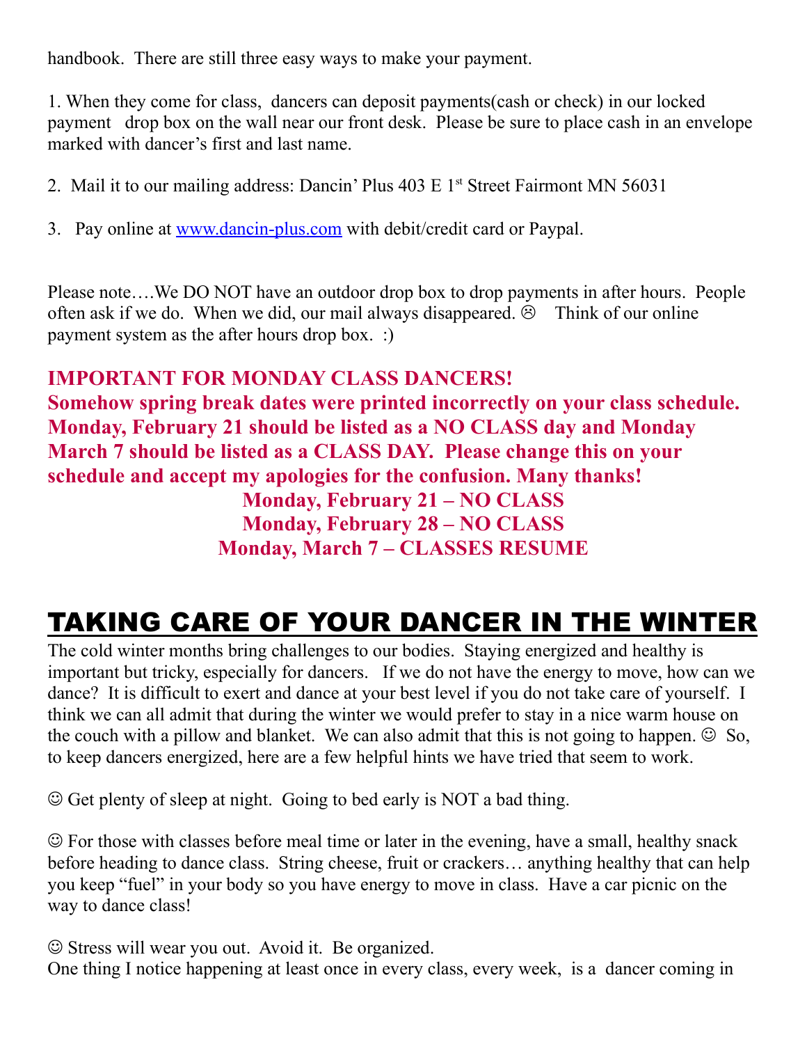handbook. There are still three easy ways to make your payment.

1. When they come for class, dancers can deposit payments(cash or check) in our locked payment drop box on the wall near our front desk. Please be sure to place cash in an envelope marked with dancer's first and last name.

2. Mail it to our mailing address: Dancin' Plus 403 E 1st Street Fairmont MN 56031

3. Pay online at [www.dancin-plus.com](http://www.dancin-plus.com) with debit/credit card or Paypal.

Please note….We DO NOT have an outdoor drop box to drop payments in after hours. People often ask if we do. When we did, our mail always disappeared. ☹ Think of our online payment system as the after hours drop box. :)

**IMPORTANT FOR MONDAY CLASS DANCERS!**
**Somehow spring break dates were printed incorrectly on your class schedule. Monday, February 21 should be listed as a NO CLASS day and Monday March 7 should be listed as a CLASS DAY. Please change this on your schedule and accept my apologies for the confusion. Many thanks!**

**Monday, February 21 – NO CLASS**
**Monday, February 28 – NO CLASS**
**Monday, March 7 – CLASSES RESUME**

# TAKING CARE OF YOUR DANCER IN THE WINTER

The cold winter months bring challenges to our bodies. Staying energized and healthy is important but tricky, especially for dancers. If we do not have the energy to move, how can we dance? It is difficult to exert and dance at your best level if you do not take care of yourself. I think we can all admit that during the winter we would prefer to stay in a nice warm house on the couch with a pillow and blanket. We can also admit that this is not going to happen. ☺ So, to keep dancers energized, here are a few helpful hints we have tried that seem to work.

☺ Get plenty of sleep at night. Going to bed early is NOT a bad thing.

☺ For those with classes before meal time or later in the evening, have a small, healthy snack before heading to dance class. String cheese, fruit or crackers… anything healthy that can help you keep "fuel" in your body so you have energy to move in class. Have a car picnic on the way to dance class!

☺ Stress will wear you out. Avoid it. Be organized.
One thing I notice happening at least once in every class, every week, is a dancer coming in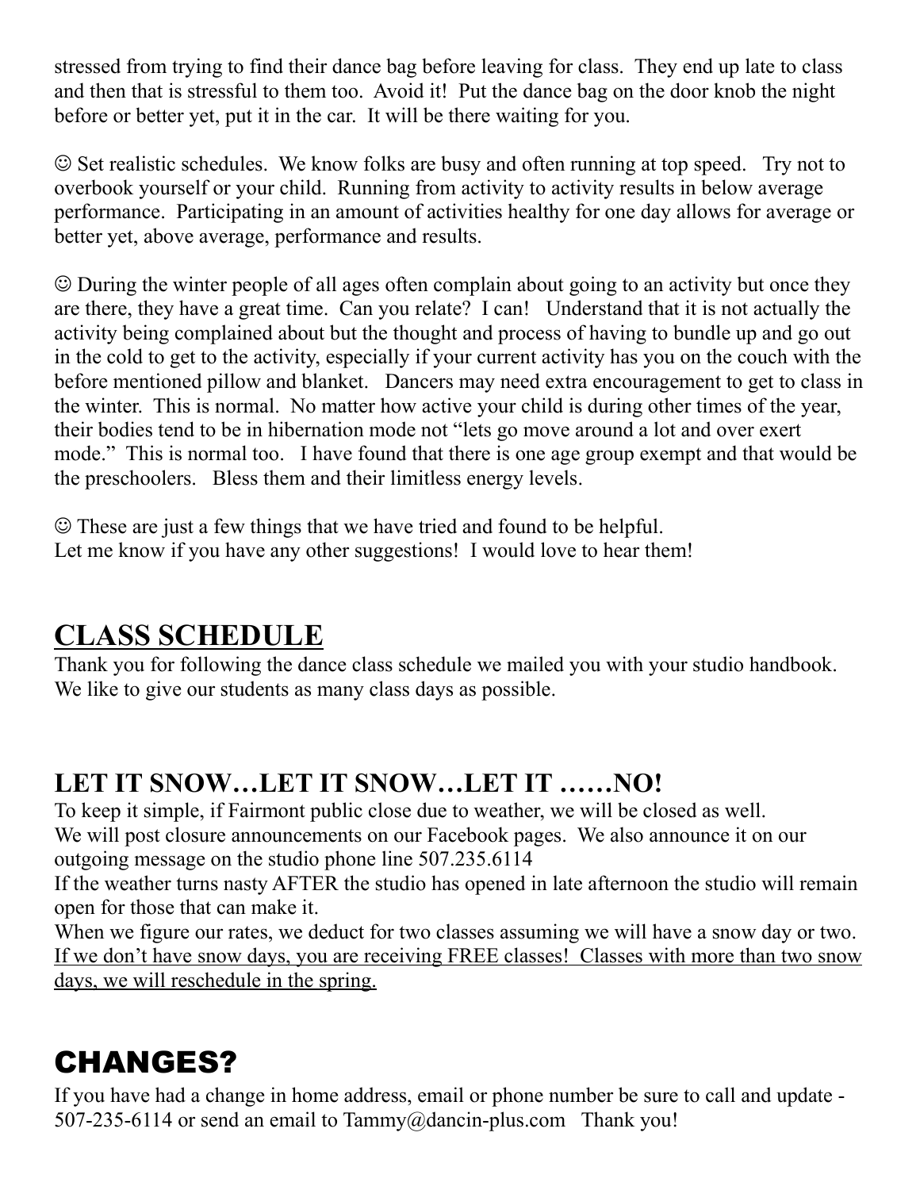stressed from trying to find their dance bag before leaving for class. They end up late to class and then that is stressful to them too. Avoid it! Put the dance bag on the door knob the night before or better yet, put it in the car. It will be there waiting for you.

☺ Set realistic schedules. We know folks are busy and often running at top speed. Try not to overbook yourself or your child. Running from activity to activity results in below average performance. Participating in an amount of activities healthy for one day allows for average or better yet, above average, performance and results.

☺ During the winter people of all ages often complain about going to an activity but once they are there, they have a great time. Can you relate? I can! Understand that it is not actually the activity being complained about but the thought and process of having to bundle up and go out in the cold to get to the activity, especially if your current activity has you on the couch with the before mentioned pillow and blanket. Dancers may need extra encouragement to get to class in the winter. This is normal. No matter how active your child is during other times of the year, their bodies tend to be in hibernation mode not "lets go move around a lot and over exert mode." This is normal too. I have found that there is one age group exempt and that would be the preschoolers. Bless them and their limitless energy levels.

☺ These are just a few things that we have tried and found to be helpful.
Let me know if you have any other suggestions! I would love to hear them!

## CLASS SCHEDULE

Thank you for following the dance class schedule we mailed you with your studio handbook. We like to give our students as many class days as possible.

## LET IT SNOW…LET IT SNOW…LET IT ……NO!

To keep it simple, if Fairmont public close due to weather, we will be closed as well.
We will post closure announcements on our Facebook pages. We also announce it on our outgoing message on the studio phone line 507.235.6114
If the weather turns nasty AFTER the studio has opened in late afternoon the studio will remain open for those that can make it.
When we figure our rates, we deduct for two classes assuming we will have a snow day or two. <u>If we don't have snow days, you are receiving FREE classes! Classes with more than two snow days, we will reschedule in the spring.</u>

# CHANGES?

If you have had a change in home address, email or phone number be sure to call and update - 507-235-6114 or send an email to Tammy@dancin-plus.com Thank you!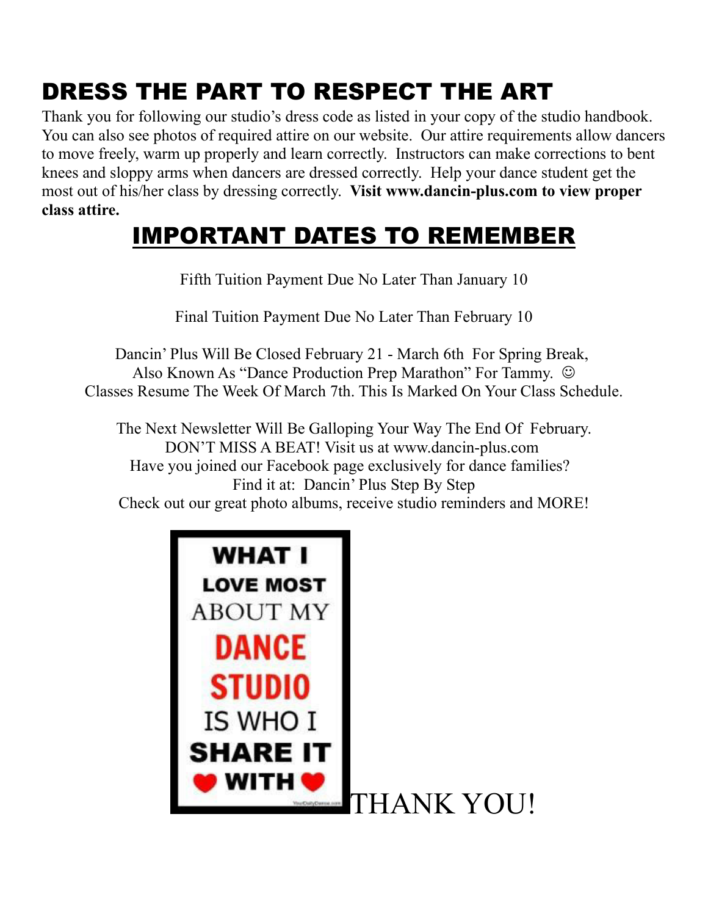## DRESS THE PART TO RESPECT THE ART

Thank you for following our studio's dress code as listed in your copy of the studio handbook. You can also see photos of required attire on our website. Our attire requirements allow dancers to move freely, warm up properly and learn correctly. Instructors can make corrections to bent knees and sloppy arms when dancers are dressed correctly. Help your dance student get the most out of his/her class by dressing correctly. **Visit www.dancin-plus.com to view proper class attire.**

## IMPORTANT DATES TO REMEMBER

Fifth Tuition Payment Due No Later Than January 10

Final Tuition Payment Due No Later Than February 10

Dancin' Plus Will Be Closed February 21 - March 6th For Spring Break,
Also Known As "Dance Production Prep Marathon" For Tammy. ☺
Classes Resume The Week Of March 7th. This Is Marked On Your Class Schedule.

The Next Newsletter Will Be Galloping Your Way The End Of February.
DON'T MISS A BEAT! Visit us at www.dancin-plus.com
Have you joined our Facebook page exclusively for dance families?
Find it at: Dancin' Plus Step By Step
Check out our great photo albums, receive studio reminders and MORE!

WHAT I LOVE MOST ABOUT MY DANCE STUDIO IS WHO I SHARE IT ♥ WITH ♥

THANK YOU!